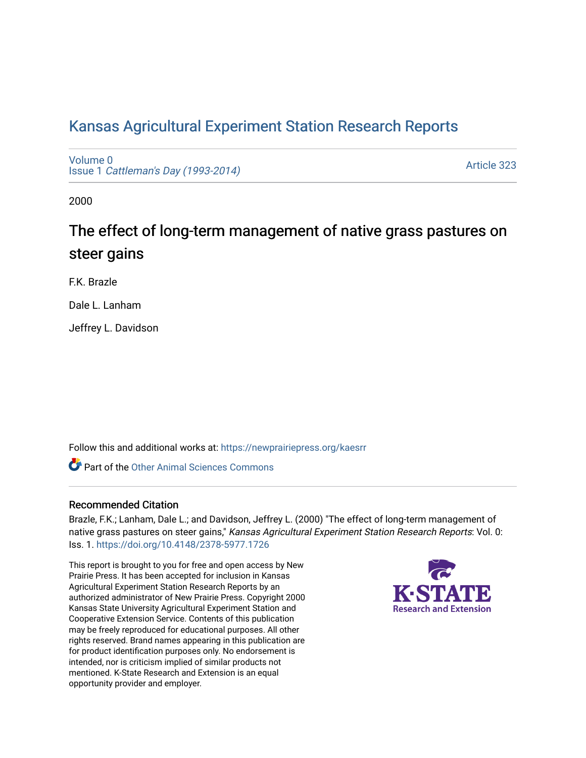# Kansas Agricultural Experiment Station Research Reports

Volume 0
Issue 1 *Cattleman's Day (1993-2014)*

Article 323

2000

## The effect of long-term management of native grass pastures on steer gains

F.K. Brazle

Dale L. Lanham

Jeffrey L. Davidson

Follow this and additional works at: https://newprairiepress.org/kaesrr

Part of the Other Animal Sciences Commons

### Recommended Citation

Brazle, F.K.; Lanham, Dale L.; and Davidson, Jeffrey L. (2000) "The effect of long-term management of native grass pastures on steer gains," *Kansas Agricultural Experiment Station Research Reports*: Vol. 0: Iss. 1. https://doi.org/10.4148/2378-5977.1726

This report is brought to you for free and open access by New Prairie Press. It has been accepted for inclusion in Kansas Agricultural Experiment Station Research Reports by an authorized administrator of New Prairie Press. Copyright 2000 Kansas State University Agricultural Experiment Station and Cooperative Extension Service. Contents of this publication may be freely reproduced for educational purposes. All other rights reserved. Brand names appearing in this publication are for product identification purposes only. No endorsement is intended, nor is criticism implied of similar products not mentioned. K-State Research and Extension is an equal opportunity provider and employer.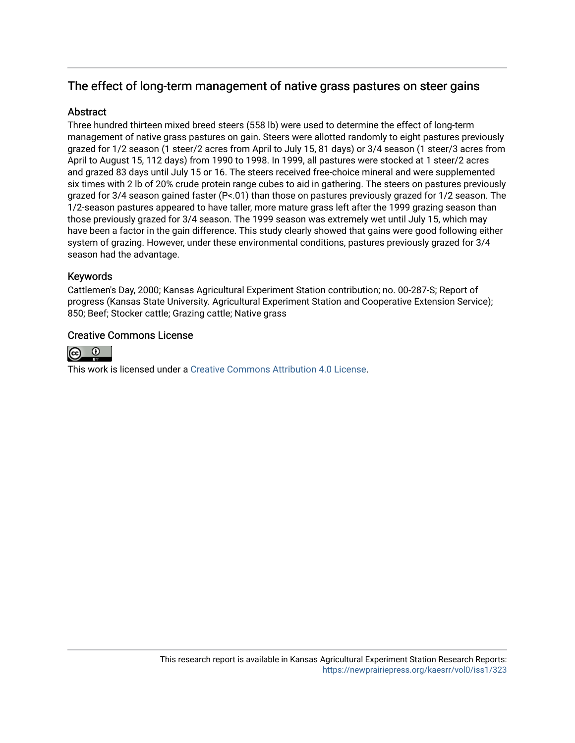## The effect of long-term management of native grass pastures on steer gains

### Abstract

Three hundred thirteen mixed breed steers (558 lb) were used to determine the effect of long-term management of native grass pastures on gain. Steers were allotted randomly to eight pastures previously grazed for 1/2 season (1 steer/2 acres from April to July 15, 81 days) or 3/4 season (1 steer/3 acres from April to August 15, 112 days) from 1990 to 1998. In 1999, all pastures were stocked at 1 steer/2 acres and grazed 83 days until July 15 or 16. The steers received free-choice mineral and were supplemented six times with 2 lb of 20% crude protein range cubes to aid in gathering. The steers on pastures previously grazed for 3/4 season gained faster ($P<.01$) than those on pastures previously grazed for 1/2 season. The 1/2-season pastures appeared to have taller, more mature grass left after the 1999 grazing season than those previously grazed for 3/4 season. The 1999 season was extremely wet until July 15, which may have been a factor in the gain difference. This study clearly showed that gains were good following either system of grazing. However, under these environmental conditions, pastures previously grazed for 3/4 season had the advantage.

### Keywords

Cattlemen's Day, 2000; Kansas Agricultural Experiment Station contribution; no. 00-287-S; Report of progress (Kansas State University. Agricultural Experiment Station and Cooperative Extension Service); 850; Beef; Stocker cattle; Grazing cattle; Native grass

### Creative Commons License

This work is licensed under a Creative Commons Attribution 4.0 License.

This research report is available in Kansas Agricultural Experiment Station Research Reports: https://newprairiepress.org/kaesrr/vol0/iss1/323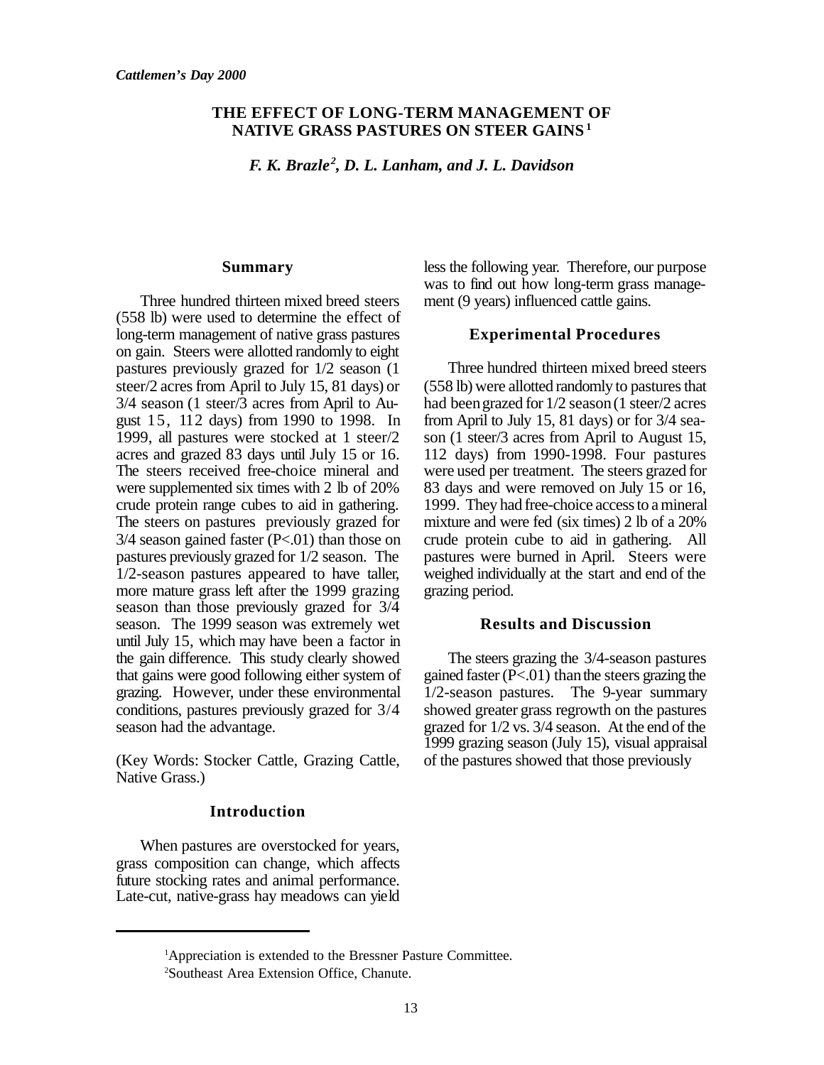# THE EFFECT OF LONG-TERM MANAGEMENT OF NATIVE GRASS PASTURES ON STEER GAINS [1]

*F. K. Brazle [2], D. L. Lanham, and J. L. Davidson*

## Summary

Three hundred thirteen mixed breed steers (558 lb) were used to determine the effect of long-term management of native grass pastures on gain. Steers were allotted randomly to eight pastures previously grazed for 1/2 season (1 steer/2 acres from April to July 15, 81 days) or 3/4 season (1 steer/3 acres from April to August 15, 112 days) from 1990 to 1998. In 1999, all pastures were stocked at 1 steer/2 acres and grazed 83 days until July 15 or 16. The steers received free-choice mineral and were supplemented six times with 2 lb of 20% crude protein range cubes to aid in gathering. The steers on pastures previously grazed for 3/4 season gained faster ($P<.01$) than those on pastures previously grazed for 1/2 season. The 1/2-season pastures appeared to have taller, more mature grass left after the 1999 grazing season than those previously grazed for 3/4 season. The 1999 season was extremely wet until July 15, which may have been a factor in the gain difference. This study clearly showed that gains were good following either system of grazing. However, under these environmental conditions, pastures previously grazed for 3/4 season had the advantage.

(Key Words: Stocker Cattle, Grazing Cattle, Native Grass.)

## Introduction

When pastures are overstocked for years, grass composition can change, which affects future stocking rates and animal performance. Late-cut, native-grass hay meadows can yield less the following year. Therefore, our purpose was to find out how long-term grass management (9 years) influenced cattle gains.

## Experimental Procedures

Three hundred thirteen mixed breed steers (558 lb) were allotted randomly to pastures that had been grazed for 1/2 season (1 steer/2 acres from April to July 15, 81 days) or for 3/4 season (1 steer/3 acres from April to August 15, 112 days) from 1990-1998. Four pastures were used per treatment. The steers grazed for 83 days and were removed on July 15 or 16, 1999. They had free-choice access to a mineral mixture and were fed (six times) 2 lb of a 20% crude protein cube to aid in gathering. All pastures were burned in April. Steers were weighed individually at the start and end of the grazing period.

## Results and Discussion

The steers grazing the 3/4-season pastures gained faster ($P<.01$) than the steers grazing the 1/2-season pastures. The 9-year summary showed greater grass regrowth on the pastures grazed for 1/2 vs. 3/4 season. At the end of the 1999 grazing season (July 15), visual appraisal of the pastures showed that those previously

[1] Appreciation is extended to the Bressner Pasture Committee.

[2] Southeast Area Extension Office, Chanute.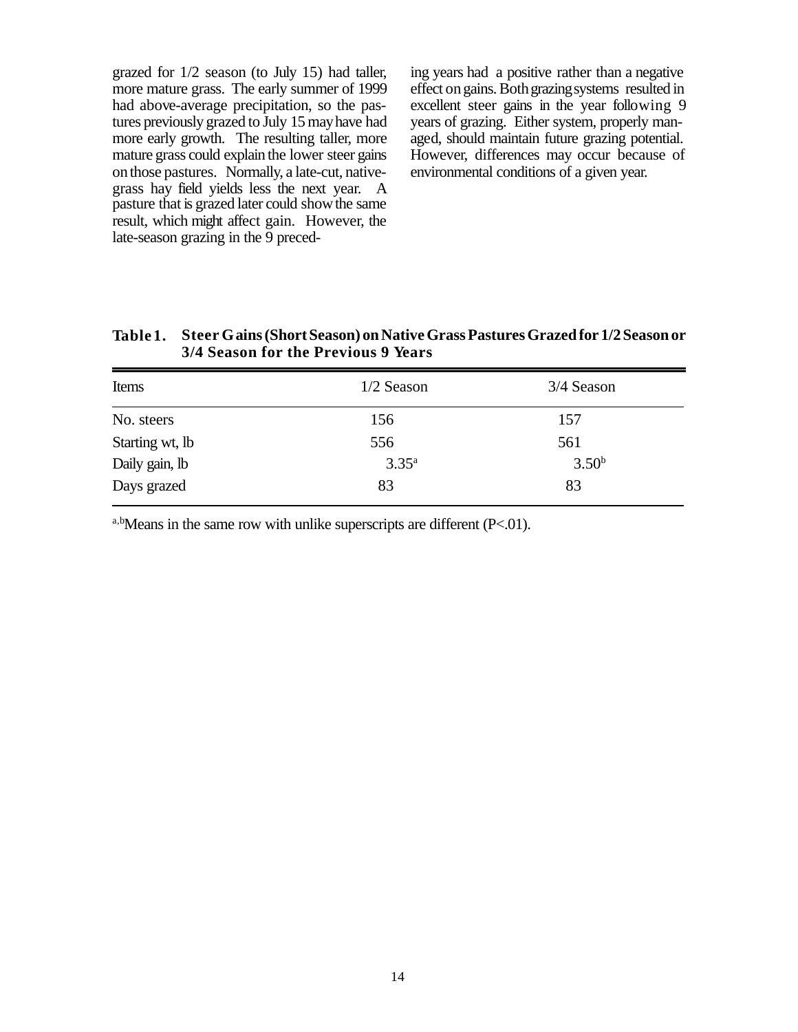grazed for 1/2 season (to July 15) had taller, more mature grass. The early summer of 1999 had above-average precipitation, so the pastures previously grazed to July 15 may have had more early growth. The resulting taller, more mature grass could explain the lower steer gains on those pastures. Normally, a late-cut, native-grass hay field yields less the next year. A pasture that is grazed later could show the same result, which might affect gain. However, the late-season grazing in the 9 preceding years had a positive rather than a negative effect on gains. Both grazing systems resulted in excellent steer gains in the year following 9 years of grazing. Either system, properly managed, should maintain future grazing potential. However, differences may occur because of environmental conditions of a given year.

**Table 1. Steer Gains (Short Season) on Native Grass Pastures Grazed for 1/2 Season or 3/4 Season for the Previous 9 Years**

| Items | 1/2 Season | 3/4 Season |
|---|---|---|
| No. steers | 156 | 157 |
| Starting wt, lb | 556 | 561 |
| Daily gain, lb | 3.35[a] | 3.50[b] |
| Days grazed | 83 | 83 |

[a,b]Means in the same row with unlike superscripts are different ($P<.01$).